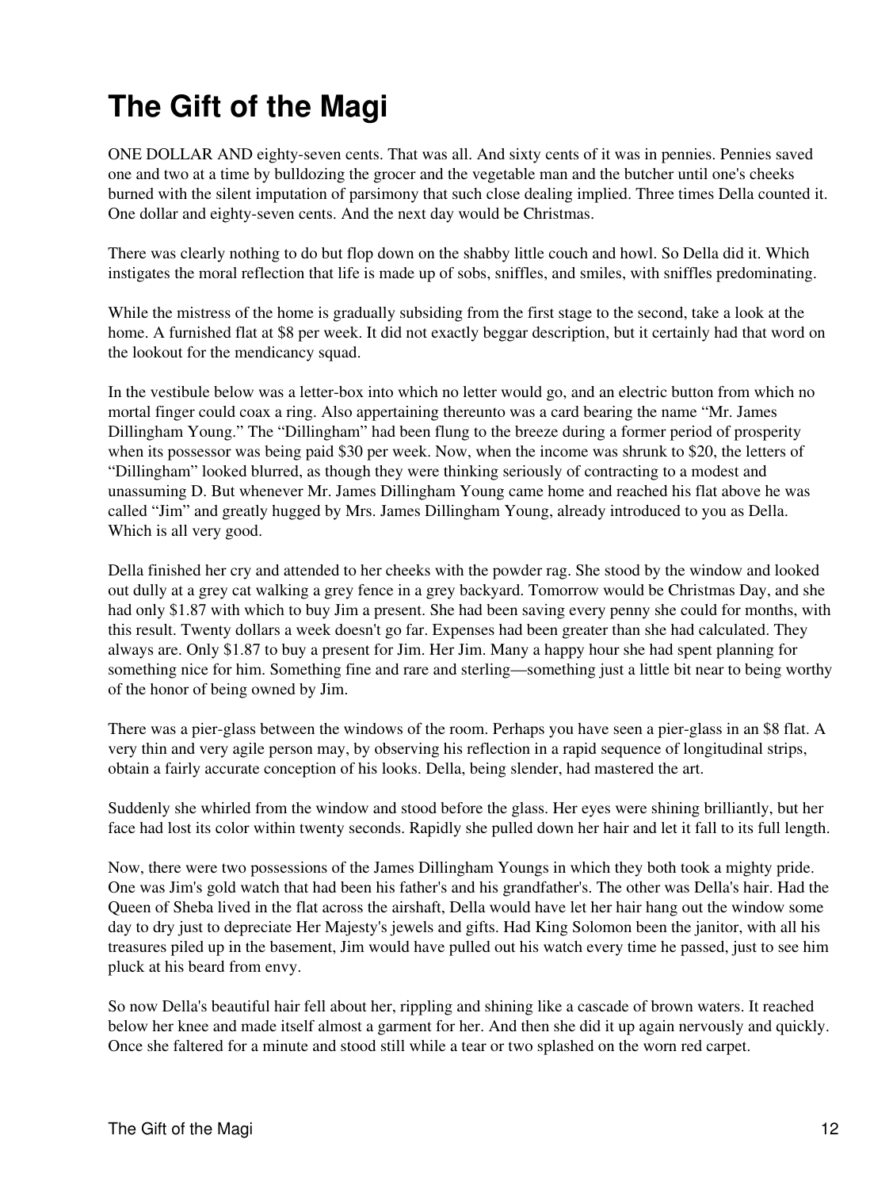# The Gift of the Magi

ONE DOLLAR AND eighty-seven cents. That was all. And sixty cents of it was in pennies. Pennies saved one and two at a time by bulldozing the grocer and the vegetable man and the butcher until one's cheeks burned with the silent imputation of parsimony that such close dealing implied. Three times Della counted it. One dollar and eighty-seven cents. And the next day would be Christmas.

There was clearly nothing to do but flop down on the shabby little couch and howl. So Della did it. Which instigates the moral reflection that life is made up of sobs, sniffles, and smiles, with sniffles predominating.

While the mistress of the home is gradually subsiding from the first stage to the second, take a look at the home. A furnished flat at $8 per week. It did not exactly beggar description, but it certainly had that word on the lookout for the mendicancy squad.

In the vestibule below was a letter-box into which no letter would go, and an electric button from which no mortal finger could coax a ring. Also appertaining thereunto was a card bearing the name "Mr. James Dillingham Young." The "Dillingham" had been flung to the breeze during a former period of prosperity when its possessor was being paid $30 per week. Now, when the income was shrunk to $20, the letters of "Dillingham" looked blurred, as though they were thinking seriously of contracting to a modest and unassuming D. But whenever Mr. James Dillingham Young came home and reached his flat above he was called "Jim" and greatly hugged by Mrs. James Dillingham Young, already introduced to you as Della. Which is all very good.

Della finished her cry and attended to her cheeks with the powder rag. She stood by the window and looked out dully at a grey cat walking a grey fence in a grey backyard. Tomorrow would be Christmas Day, and she had only $1.87 with which to buy Jim a present. She had been saving every penny she could for months, with this result. Twenty dollars a week doesn't go far. Expenses had been greater than she had calculated. They always are. Only $1.87 to buy a present for Jim. Her Jim. Many a happy hour she had spent planning for something nice for him. Something fine and rare and sterling—something just a little bit near to being worthy of the honor of being owned by Jim.

There was a pier-glass between the windows of the room. Perhaps you have seen a pier-glass in an $8 flat. A very thin and very agile person may, by observing his reflection in a rapid sequence of longitudinal strips, obtain a fairly accurate conception of his looks. Della, being slender, had mastered the art.

Suddenly she whirled from the window and stood before the glass. Her eyes were shining brilliantly, but her face had lost its color within twenty seconds. Rapidly she pulled down her hair and let it fall to its full length.

Now, there were two possessions of the James Dillingham Youngs in which they both took a mighty pride. One was Jim's gold watch that had been his father's and his grandfather's. The other was Della's hair. Had the Queen of Sheba lived in the flat across the airshaft, Della would have let her hair hang out the window some day to dry just to depreciate Her Majesty's jewels and gifts. Had King Solomon been the janitor, with all his treasures piled up in the basement, Jim would have pulled out his watch every time he passed, just to see him pluck at his beard from envy.

So now Della's beautiful hair fell about her, rippling and shining like a cascade of brown waters. It reached below her knee and made itself almost a garment for her. And then she did it up again nervously and quickly. Once she faltered for a minute and stood still while a tear or two splashed on the worn red carpet.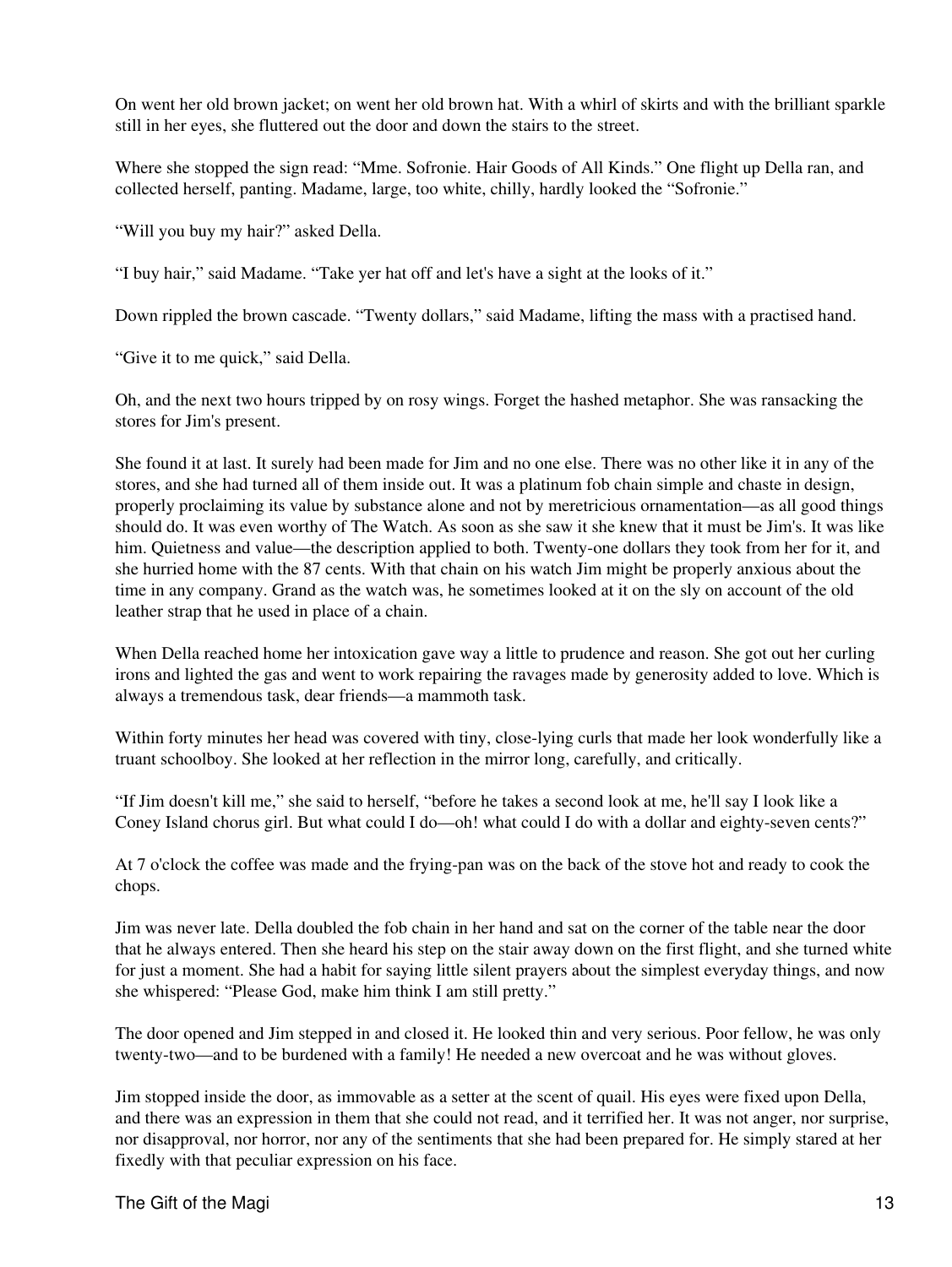On went her old brown jacket; on went her old brown hat. With a whirl of skirts and with the brilliant sparkle still in her eyes, she fluttered out the door and down the stairs to the street.

Where she stopped the sign read: "Mme. Sofronie. Hair Goods of All Kinds." One flight up Della ran, and collected herself, panting. Madame, large, too white, chilly, hardly looked the "Sofronie."

"Will you buy my hair?" asked Della.

"I buy hair," said Madame. "Take yer hat off and let's have a sight at the looks of it."

Down rippled the brown cascade. "Twenty dollars," said Madame, lifting the mass with a practised hand.

"Give it to me quick," said Della.

Oh, and the next two hours tripped by on rosy wings. Forget the hashed metaphor. She was ransacking the stores for Jim's present.

She found it at last. It surely had been made for Jim and no one else. There was no other like it in any of the stores, and she had turned all of them inside out. It was a platinum fob chain simple and chaste in design, properly proclaiming its value by substance alone and not by meretricious ornamentation—as all good things should do. It was even worthy of The Watch. As soon as she saw it she knew that it must be Jim's. It was like him. Quietness and value—the description applied to both. Twenty-one dollars they took from her for it, and she hurried home with the 87 cents. With that chain on his watch Jim might be properly anxious about the time in any company. Grand as the watch was, he sometimes looked at it on the sly on account of the old leather strap that he used in place of a chain.

When Della reached home her intoxication gave way a little to prudence and reason. She got out her curling irons and lighted the gas and went to work repairing the ravages made by generosity added to love. Which is always a tremendous task, dear friends—a mammoth task.

Within forty minutes her head was covered with tiny, close-lying curls that made her look wonderfully like a truant schoolboy. She looked at her reflection in the mirror long, carefully, and critically.

"If Jim doesn't kill me," she said to herself, "before he takes a second look at me, he'll say I look like a Coney Island chorus girl. But what could I do—oh! what could I do with a dollar and eighty-seven cents?"

At 7 o'clock the coffee was made and the frying-pan was on the back of the stove hot and ready to cook the chops.

Jim was never late. Della doubled the fob chain in her hand and sat on the corner of the table near the door that he always entered. Then she heard his step on the stair away down on the first flight, and she turned white for just a moment. She had a habit for saying little silent prayers about the simplest everyday things, and now she whispered: "Please God, make him think I am still pretty."

The door opened and Jim stepped in and closed it. He looked thin and very serious. Poor fellow, he was only twenty-two—and to be burdened with a family! He needed a new overcoat and he was without gloves.

Jim stopped inside the door, as immovable as a setter at the scent of quail. His eyes were fixed upon Della, and there was an expression in them that she could not read, and it terrified her. It was not anger, nor surprise, nor disapproval, nor horror, nor any of the sentiments that she had been prepared for. He simply stared at her fixedly with that peculiar expression on his face.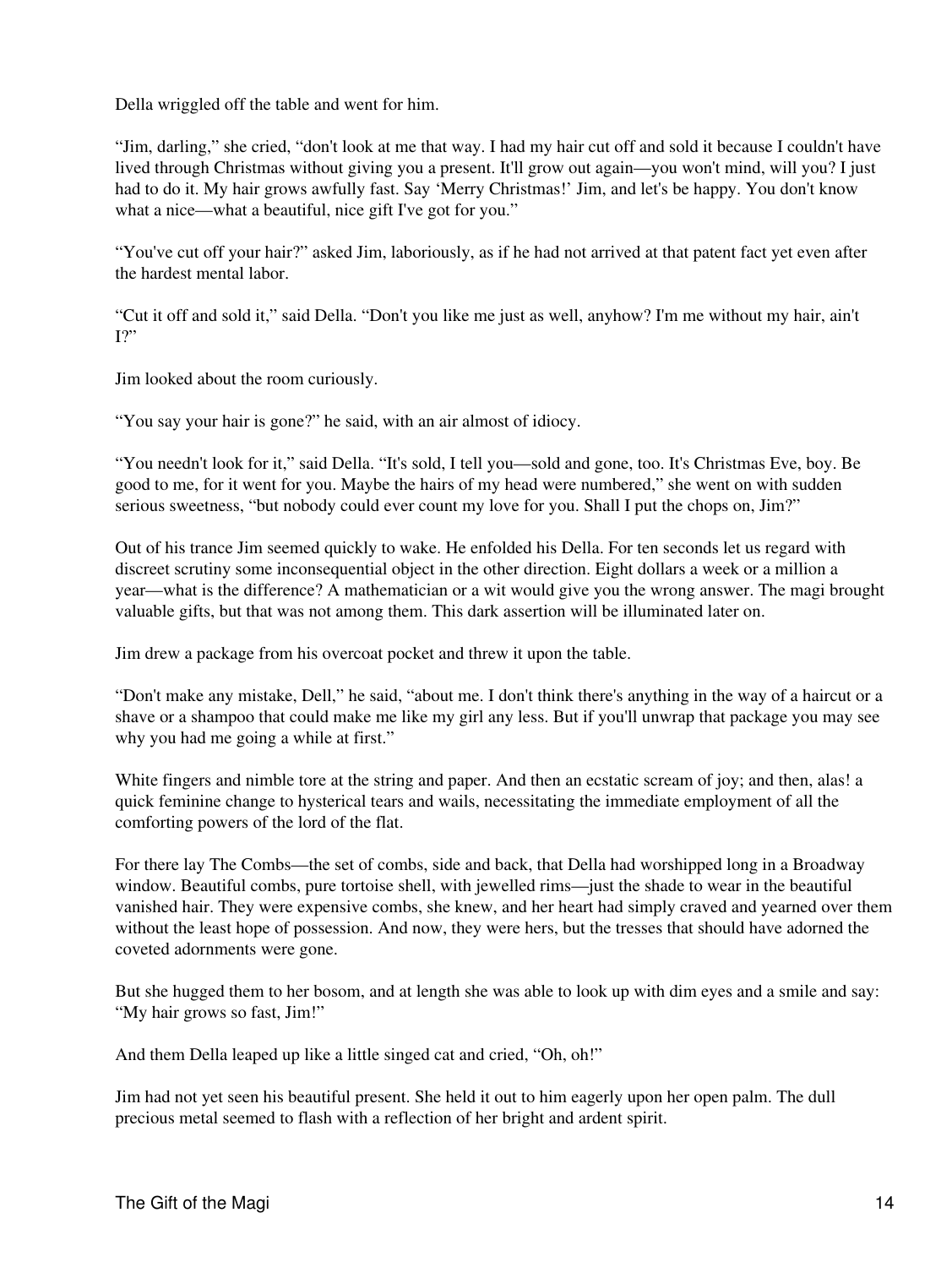Della wriggled off the table and went for him.

"Jim, darling," she cried, "don't look at me that way. I had my hair cut off and sold it because I couldn't have lived through Christmas without giving you a present. It'll grow out again—you won't mind, will you? I just had to do it. My hair grows awfully fast. Say 'Merry Christmas!' Jim, and let's be happy. You don't know what a nice—what a beautiful, nice gift I've got for you."

"You've cut off your hair?" asked Jim, laboriously, as if he had not arrived at that patent fact yet even after the hardest mental labor.

"Cut it off and sold it," said Della. "Don't you like me just as well, anyhow? I'm me without my hair, ain't I?"

Jim looked about the room curiously.

"You say your hair is gone?" he said, with an air almost of idiocy.

"You needn't look for it," said Della. "It's sold, I tell you—sold and gone, too. It's Christmas Eve, boy. Be good to me, for it went for you. Maybe the hairs of my head were numbered," she went on with sudden serious sweetness, "but nobody could ever count my love for you. Shall I put the chops on, Jim?"

Out of his trance Jim seemed quickly to wake. He enfolded his Della. For ten seconds let us regard with discreet scrutiny some inconsequential object in the other direction. Eight dollars a week or a million a year—what is the difference? A mathematician or a wit would give you the wrong answer. The magi brought valuable gifts, but that was not among them. This dark assertion will be illuminated later on.

Jim drew a package from his overcoat pocket and threw it upon the table.

"Don't make any mistake, Dell," he said, "about me. I don't think there's anything in the way of a haircut or a shave or a shampoo that could make me like my girl any less. But if you'll unwrap that package you may see why you had me going a while at first."

White fingers and nimble tore at the string and paper. And then an ecstatic scream of joy; and then, alas! a quick feminine change to hysterical tears and wails, necessitating the immediate employment of all the comforting powers of the lord of the flat.

For there lay The Combs—the set of combs, side and back, that Della had worshipped long in a Broadway window. Beautiful combs, pure tortoise shell, with jewelled rims—just the shade to wear in the beautiful vanished hair. They were expensive combs, she knew, and her heart had simply craved and yearned over them without the least hope of possession. And now, they were hers, but the tresses that should have adorned the coveted adornments were gone.

But she hugged them to her bosom, and at length she was able to look up with dim eyes and a smile and say: "My hair grows so fast, Jim!"

And them Della leaped up like a little singed cat and cried, "Oh, oh!"

Jim had not yet seen his beautiful present. She held it out to him eagerly upon her open palm. The dull precious metal seemed to flash with a reflection of her bright and ardent spirit.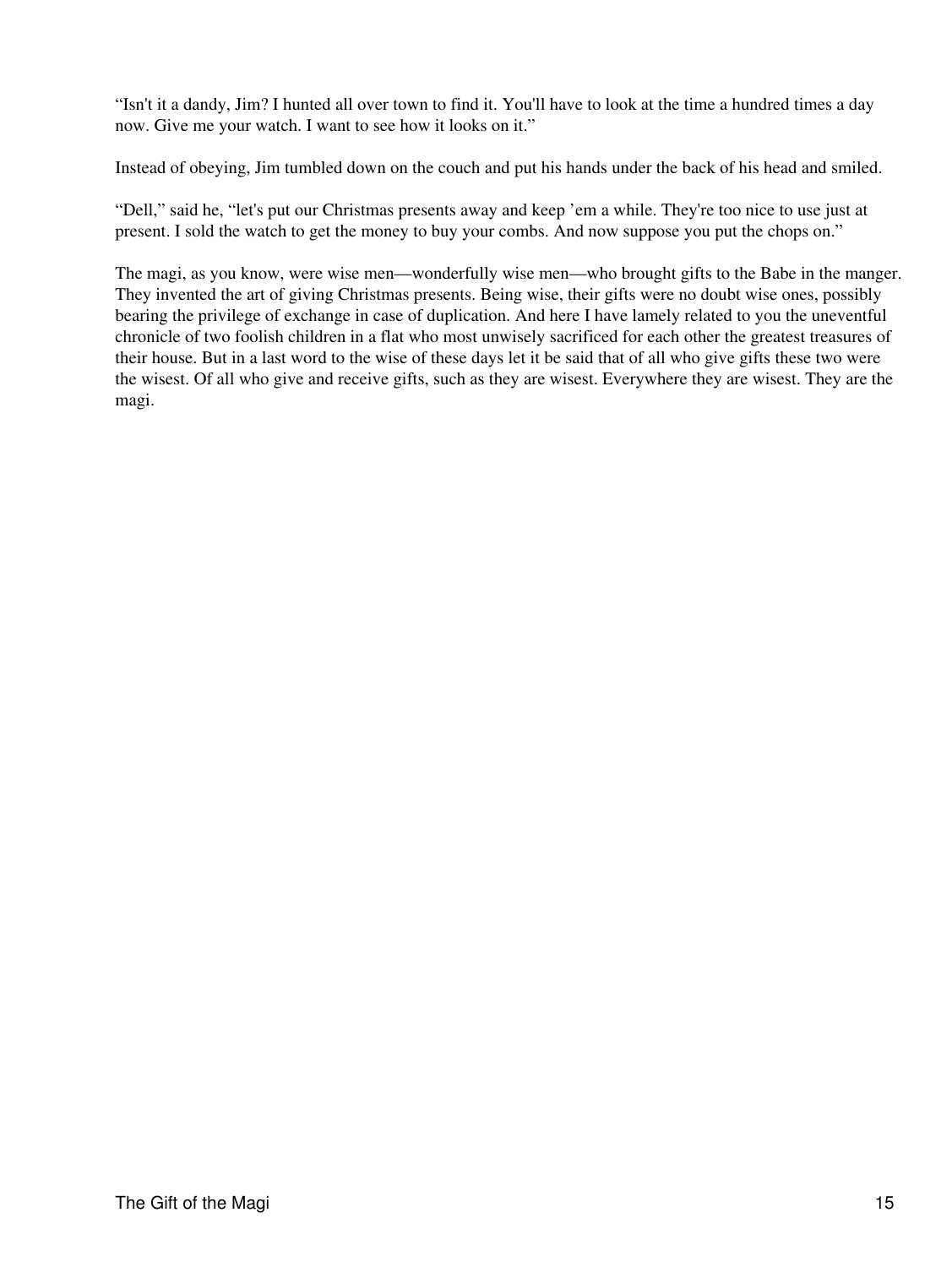“Isn't it a dandy, Jim? I hunted all over town to find it. You'll have to look at the time a hundred times a day now. Give me your watch. I want to see how it looks on it.”

Instead of obeying, Jim tumbled down on the couch and put his hands under the back of his head and smiled.

“Dell,” said he, “let's put our Christmas presents away and keep ’em a while. They're too nice to use just at present. I sold the watch to get the money to buy your combs. And now suppose you put the chops on.”

The magi, as you know, were wise men—wonderfully wise men—who brought gifts to the Babe in the manger. They invented the art of giving Christmas presents. Being wise, their gifts were no doubt wise ones, possibly bearing the privilege of exchange in case of duplication. And here I have lamely related to you the uneventful chronicle of two foolish children in a flat who most unwisely sacrificed for each other the greatest treasures of their house. But in a last word to the wise of these days let it be said that of all who give gifts these two were the wisest. Of all who give and receive gifts, such as they are wisest. Everywhere they are wisest. They are the magi.